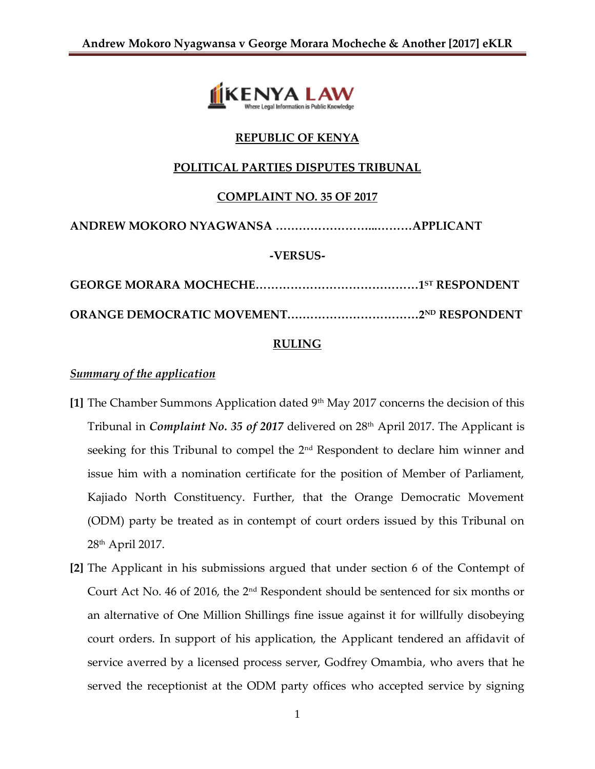**REPUBLIC OF KENYA**

**POLITICAL PARTIES DISPUTES TRIBUNAL**

**COMPLAINT NO. 35 OF 2017**

**ANDREW MOKORO NYAGWANSA ……………………..………APPLICANT**

**-VERSUS-**

**GEORGE MORARA MOCHECHE……………………………………1ST RESPONDENT**

**ORANGE DEMOCRATIC MOVEMENT……………………………2ND RESPONDENT**

**RULING**

***Summary of the application***

**[1]** The Chamber Summons Application dated 9th May 2017 concerns the decision of this Tribunal in ***Complaint No. 35 of 2017*** delivered on 28th April 2017. The Applicant is seeking for this Tribunal to compel the 2nd Respondent to declare him winner and issue him with a nomination certificate for the position of Member of Parliament, Kajiado North Constituency. Further, that the Orange Democratic Movement (ODM) party be treated as in contempt of court orders issued by this Tribunal on 28th April 2017.

**[2]** The Applicant in his submissions argued that under section 6 of the Contempt of Court Act No. 46 of 2016, the 2nd Respondent should be sentenced for six months or an alternative of One Million Shillings fine issue against it for willfully disobeying court orders. In support of his application, the Applicant tendered an affidavit of service averred by a licensed process server, Godfrey Omambia, who avers that he served the receptionist at the ODM party offices who accepted service by signing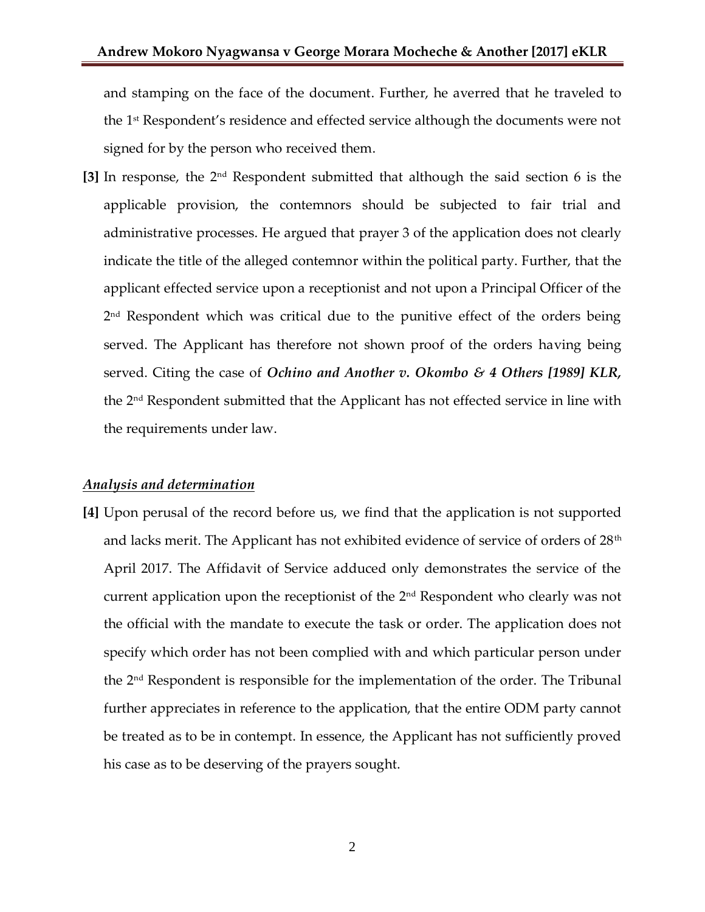and stamping on the face of the document. Further, he averred that he traveled to the 1st Respondent's residence and effected service although the documents were not signed for by the person who received them.

**[3]** In response, the 2nd Respondent submitted that although the said section 6 is the applicable provision, the contemnors should be subjected to fair trial and administrative processes. He argued that prayer 3 of the application does not clearly indicate the title of the alleged contemnor within the political party. Further, that the applicant effected service upon a receptionist and not upon a Principal Officer of the 2nd Respondent which was critical due to the punitive effect of the orders being served. The Applicant has therefore not shown proof of the orders having being served. Citing the case of ***Ochino and Another v. Okombo & 4 Others [1989] KLR,*** the 2nd Respondent submitted that the Applicant has not effected service in line with the requirements under law.

***Analysis and determination***

**[4]** Upon perusal of the record before us, we find that the application is not supported and lacks merit. The Applicant has not exhibited evidence of service of orders of 28th April 2017. The Affidavit of Service adduced only demonstrates the service of the current application upon the receptionist of the 2nd Respondent who clearly was not the official with the mandate to execute the task or order. The application does not specify which order has not been complied with and which particular person under the 2nd Respondent is responsible for the implementation of the order. The Tribunal further appreciates in reference to the application, that the entire ODM party cannot be treated as to be in contempt. In essence, the Applicant has not sufficiently proved his case as to be deserving of the prayers sought.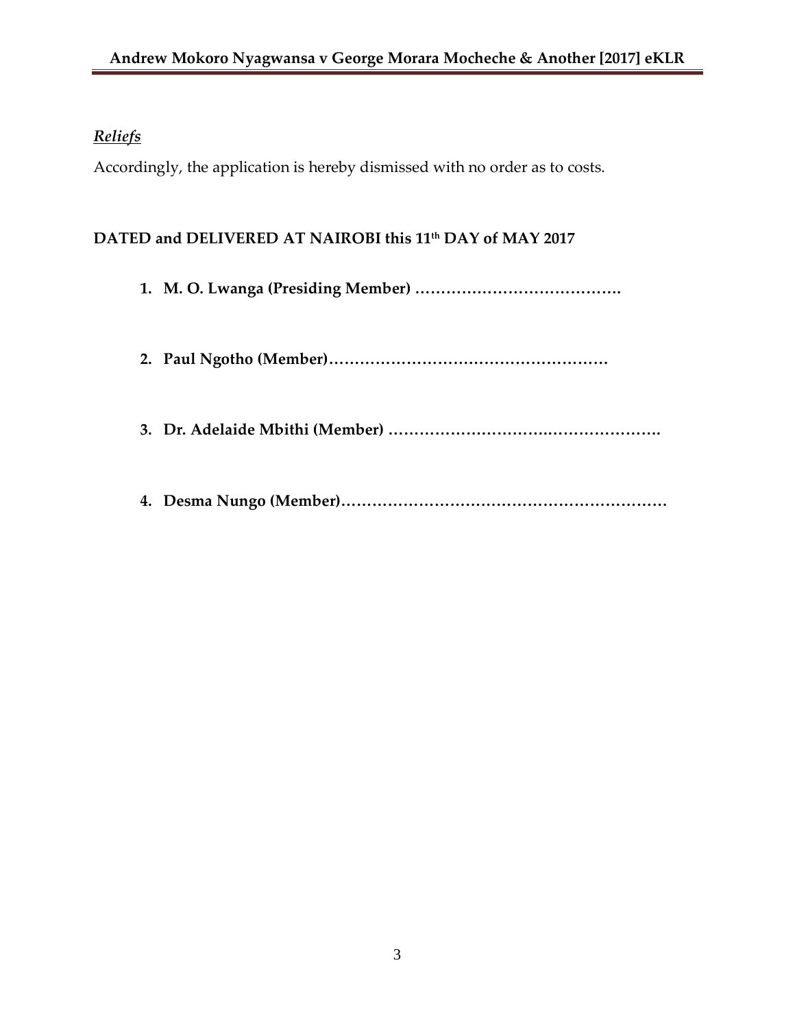***Reliefs***

Accordingly, the application is hereby dismissed with no order as to costs.

**DATED and DELIVERED AT NAIROBI this 11th DAY of MAY 2017**

1. **M. O. Lwanga (Presiding Member) ………………………………….**

2. **Paul Ngotho (Member)………………………………………………**

3. **Dr. Adelaide Mbithi (Member) …………………………………………….**

4. **Desma Nungo (Member)………………………………………………………**